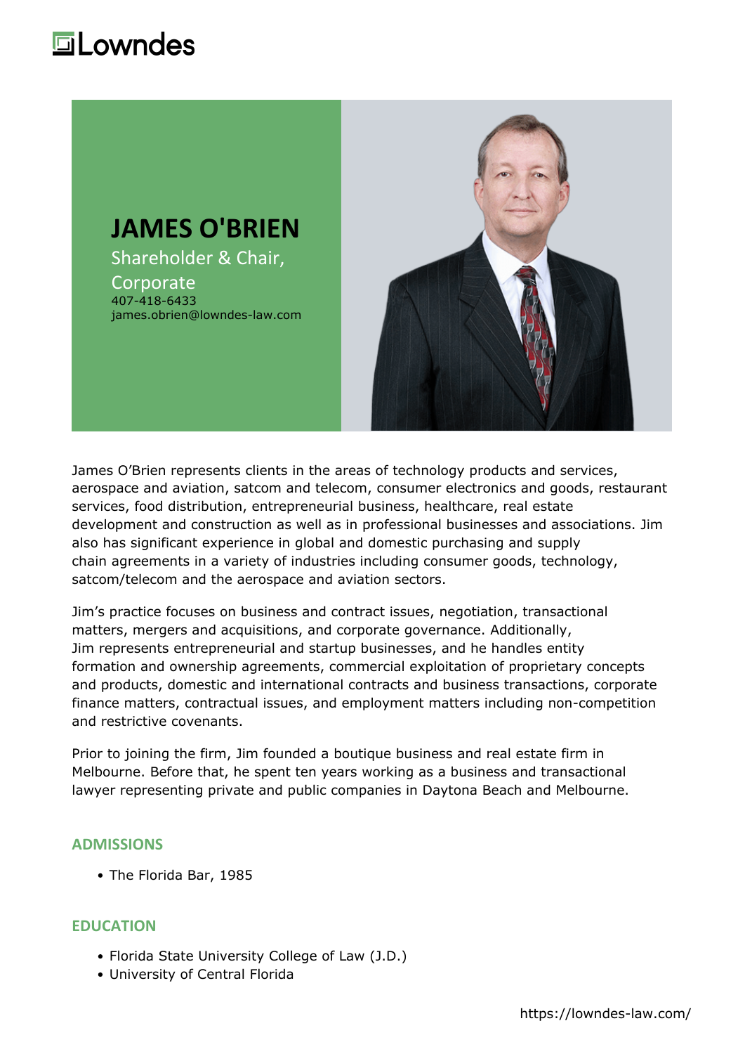Lowndes

# JAMES O'BRIEN

Shareholder & Chair, Corporate

407-418-6433

james.obrien@lowndes-law.com

James O'Brien represents clients in the areas of technology products and services, aerospace and aviation, satcom and telecom, consumer electronics and goods, restaurant services, food distribution, entrepreneurial business, healthcare, real estate development and construction as well as in professional businesses and associations. Jim also has significant experience in global and domestic purchasing and supply chain agreements in a variety of industries including consumer goods, technology, satcom/telecom and the aerospace and aviation sectors.

Jim's practice focuses on business and contract issues, negotiation, transactional matters, mergers and acquisitions, and corporate governance. Additionally, Jim represents entrepreneurial and startup businesses, and he handles entity formation and ownership agreements, commercial exploitation of proprietary concepts and products, domestic and international contracts and business transactions, corporate finance matters, contractual issues, and employment matters including non-competition and restrictive covenants.

Prior to joining the firm, Jim founded a boutique business and real estate firm in Melbourne. Before that, he spent ten years working as a business and transactional lawyer representing private and public companies in Daytona Beach and Melbourne.

## ADMISSIONS

- The Florida Bar, 1985

## EDUCATION

- Florida State University College of Law (J.D.)
- University of Central Florida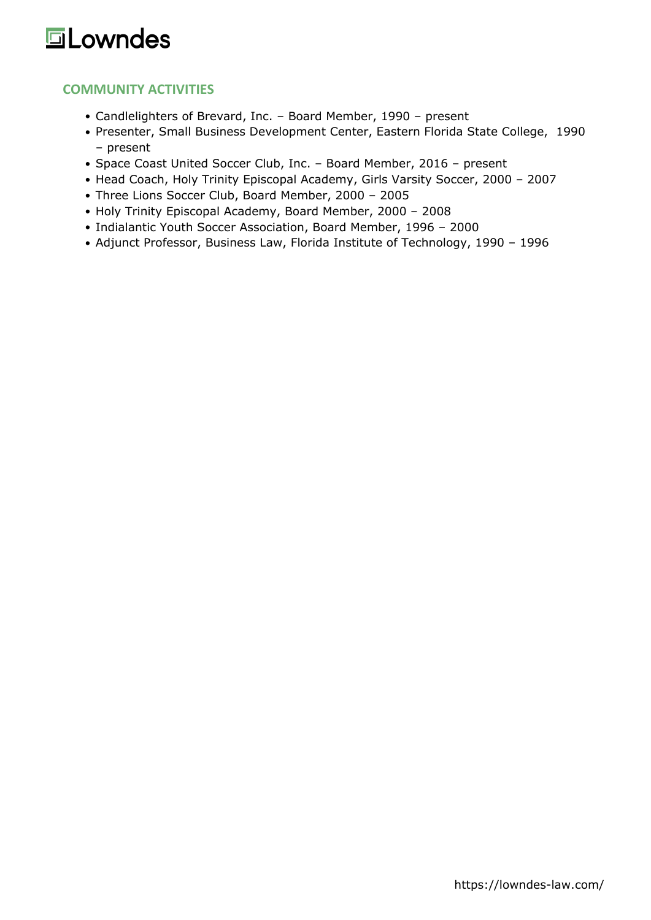## COMMUNITY ACTIVITIES

- Candlelighters of Brevard, Inc. – Board Member, 1990 – present
- Presenter, Small Business Development Center, Eastern Florida State College, 1990 – present
- Space Coast United Soccer Club, Inc. – Board Member, 2016 – present
- Head Coach, Holy Trinity Episcopal Academy, Girls Varsity Soccer, 2000 – 2007
- Three Lions Soccer Club, Board Member, 2000 – 2005
- Holy Trinity Episcopal Academy, Board Member, 2000 – 2008
- Indialantic Youth Soccer Association, Board Member, 1996 – 2000
- Adjunct Professor, Business Law, Florida Institute of Technology, 1990 – 1996